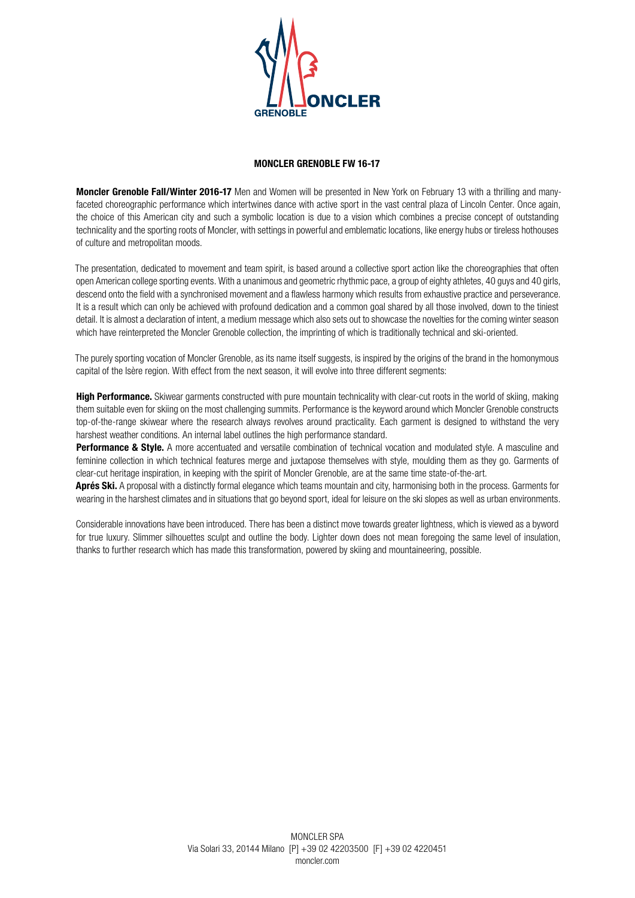# MONCLER GRENOBLE FW 16-17

**Moncler Grenoble Fall/Winter 2016-17** Men and Women will be presented in New York on February 13 with a thrilling and many-faceted choreographic performance which intertwines dance with active sport in the vast central plaza of Lincoln Center. Once again, the choice of this American city and such a symbolic location is due to a vision which combines a precise concept of outstanding technicality and the sporting roots of Moncler, with settings in powerful and emblematic locations, like energy hubs or tireless hothouses of culture and metropolitan moods.

The presentation, dedicated to movement and team spirit, is based around a collective sport action like the choreographies that often open American college sporting events. With a unanimous and geometric rhythmic pace, a group of eighty athletes, 40 guys and 40 girls, descend onto the field with a synchronised movement and a flawless harmony which results from exhaustive practice and perseverance. It is a result which can only be achieved with profound dedication and a common goal shared by all those involved, down to the tiniest detail. It is almost a declaration of intent, a medium message which also sets out to showcase the novelties for the coming winter season which have reinterpreted the Moncler Grenoble collection, the imprinting of which is traditionally technical and ski-oriented.

The purely sporting vocation of Moncler Grenoble, as its name itself suggests, is inspired by the origins of the brand in the homonymous capital of the Isère region. With effect from the next season, it will evolve into three different segments:

**High Performance.** Skiwear garments constructed with pure mountain technicality with clear-cut roots in the world of skiing, making them suitable even for skiing on the most challenging summits. Performance is the keyword around which Moncler Grenoble constructs top-of-the-range skiwear where the research always revolves around practicality. Each garment is designed to withstand the very harshest weather conditions. An internal label outlines the high performance standard.

**Performance & Style.** A more accentuated and versatile combination of technical vocation and modulated style. A masculine and feminine collection in which technical features merge and juxtapose themselves with style, moulding them as they go. Garments of clear-cut heritage inspiration, in keeping with the spirit of Moncler Grenoble, are at the same time state-of-the-art.

**Aprés Ski.** A proposal with a distinctly formal elegance which teams mountain and city, harmonising both in the process. Garments for wearing in the harshest climates and in situations that go beyond sport, ideal for leisure on the ski slopes as well as urban environments.

Considerable innovations have been introduced. There has been a distinct move towards greater lightness, which is viewed as a byword for true luxury. Slimmer silhouettes sculpt and outline the body. Lighter down does not mean foregoing the same level of insulation, thanks to further research which has made this transformation, powered by skiing and mountaineering, possible.

MONCLER SPA
Via Solari 33, 20144 Milano [P] +39 02 42203500 [F] +39 02 4220451
moncler.com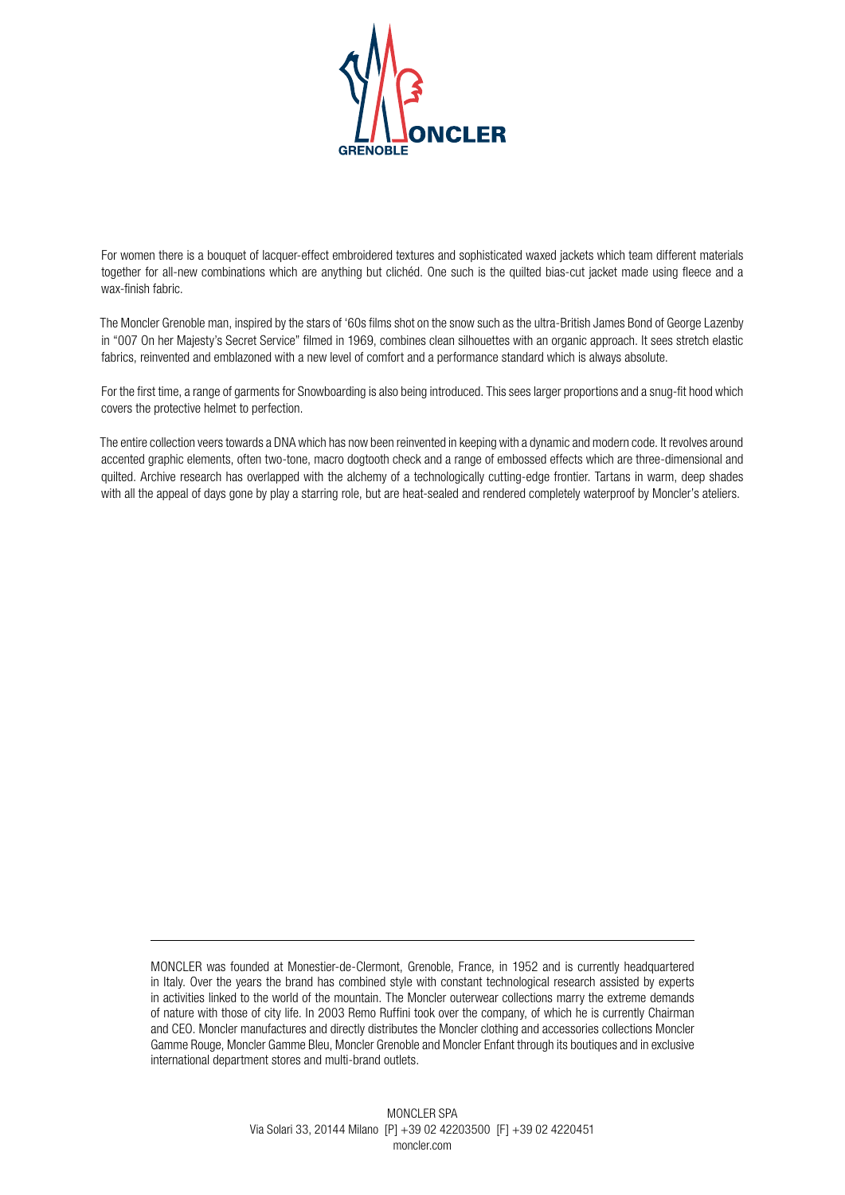For women there is a bouquet of lacquer-effect embroidered textures and sophisticated waxed jackets which team different materials together for all-new combinations which are anything but clichéd. One such is the quilted bias-cut jacket made using fleece and a wax-finish fabric.

The Moncler Grenoble man, inspired by the stars of '60s films shot on the snow such as the ultra-British James Bond of George Lazenby in "007 On her Majesty's Secret Service" filmed in 1969, combines clean silhouettes with an organic approach. It sees stretch elastic fabrics, reinvented and emblazoned with a new level of comfort and a performance standard which is always absolute.

For the first time, a range of garments for Snowboarding is also being introduced. This sees larger proportions and a snug-fit hood which covers the protective helmet to perfection.

The entire collection veers towards a DNA which has now been reinvented in keeping with a dynamic and modern code. It revolves around accented graphic elements, often two-tone, macro dogtooth check and a range of embossed effects which are three-dimensional and quilted. Archive research has overlapped with the alchemy of a technologically cutting-edge frontier. Tartans in warm, deep shades with all the appeal of days gone by play a starring role, but are heat-sealed and rendered completely waterproof by Moncler's ateliers.

---

MONCLER was founded at Monestier-de-Clermont, Grenoble, France, in 1952 and is currently headquartered in Italy. Over the years the brand has combined style with constant technological research assisted by experts in activities linked to the world of the mountain. The Moncler outerwear collections marry the extreme demands of nature with those of city life. In 2003 Remo Ruffini took over the company, of which he is currently Chairman and CEO. Moncler manufactures and directly distributes the Moncler clothing and accessories collections Moncler Gamme Rouge, Moncler Gamme Bleu, Moncler Grenoble and Moncler Enfant through its boutiques and in exclusive international department stores and multi-brand outlets.

MONCLER SPA
Via Solari 33, 20144 Milano [P] +39 02 42203500 [F] +39 02 4220451
moncler.com